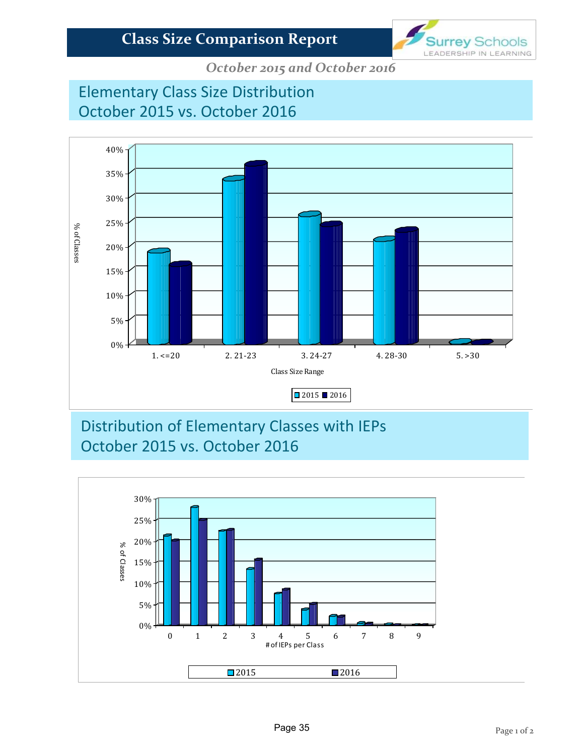# Class Size Comparison Report

Surrey Schools
LEADERSHIP IN LEARNING

*October 2015 and October 2016*

## Elementary Class Size Distribution
## October 2015 vs. October 2016

% of Classes

40%
35%
30%
25%
20%
15%
10%
5%
0%

1. <=20 | 2. 21-23 | 3. 24-27 | 4. 28-30 | 5. >30

Class Size Range

2015 | 2016

## Distribution of Elementary Classes with IEPs
## October 2015 vs. October 2016

% of Classes

30%
25%
20%
15%
10%
5%
0%

0 | 1 | 2 | 3 | 4 | 5 | 6 | 7 | 8 | 9

# of IEPs per Class

2015 | 2016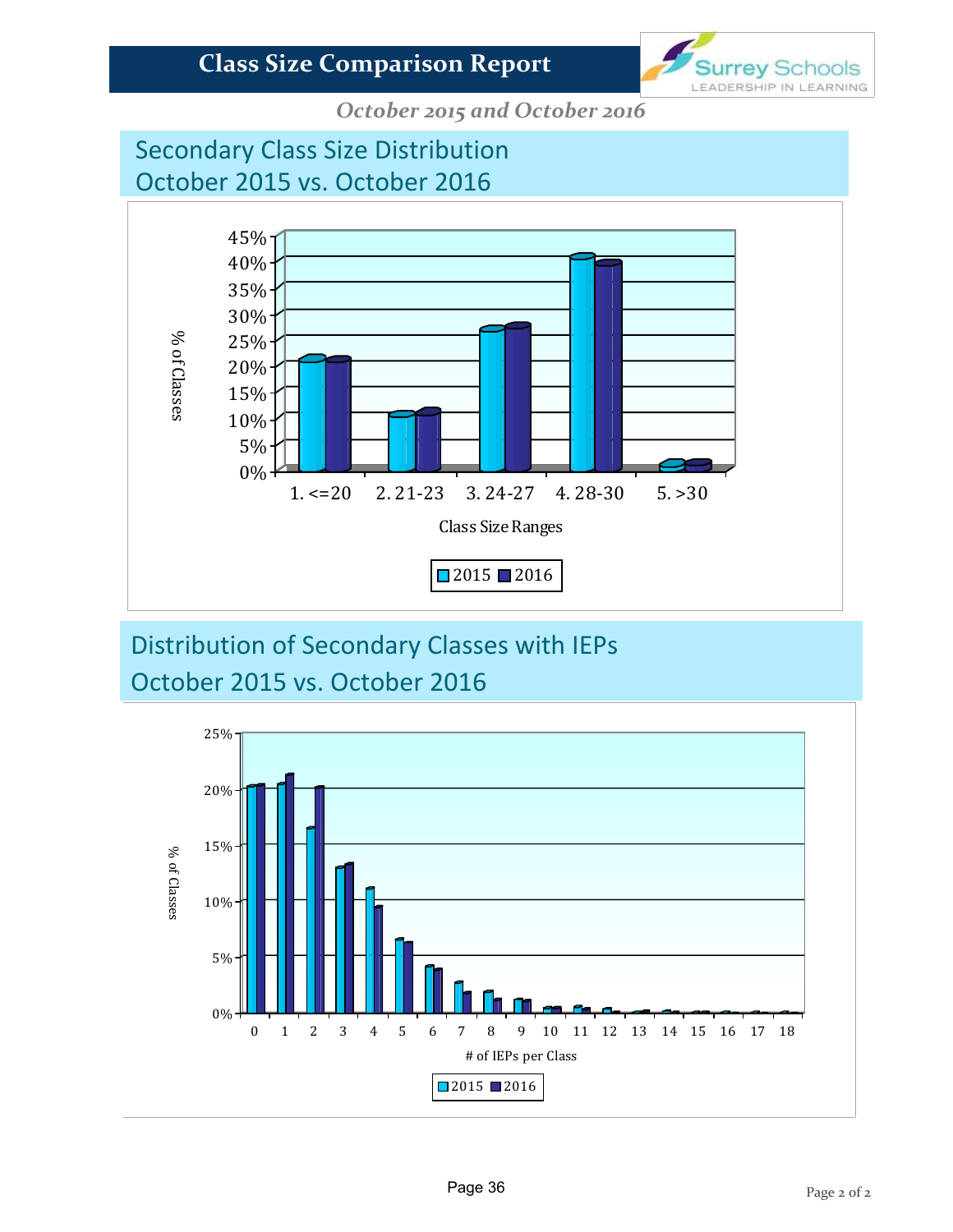# Class Size Comparison Report

*October 2015 and October 2016*

## Secondary Class Size Distribution
## October 2015 vs. October 2016

% of Classes

45%
40%
35%
30%
25%
20%
15%
10%
5%
0%

1. <=20 | 2. 21-23 | 3. 24-27 | 4. 28-30 | 5. >30

Class Size Ranges

2015 2016

## Distribution of Secondary Classes with IEPs
## October 2015 vs. October 2016

% of Classes

25%
20%
15%
10%
5%
0%

0 1 2 3 4 5 6 7 8 9 10 11 12 13 14 15 16 17 18

# of IEPs per Class

2015 2016

Page 36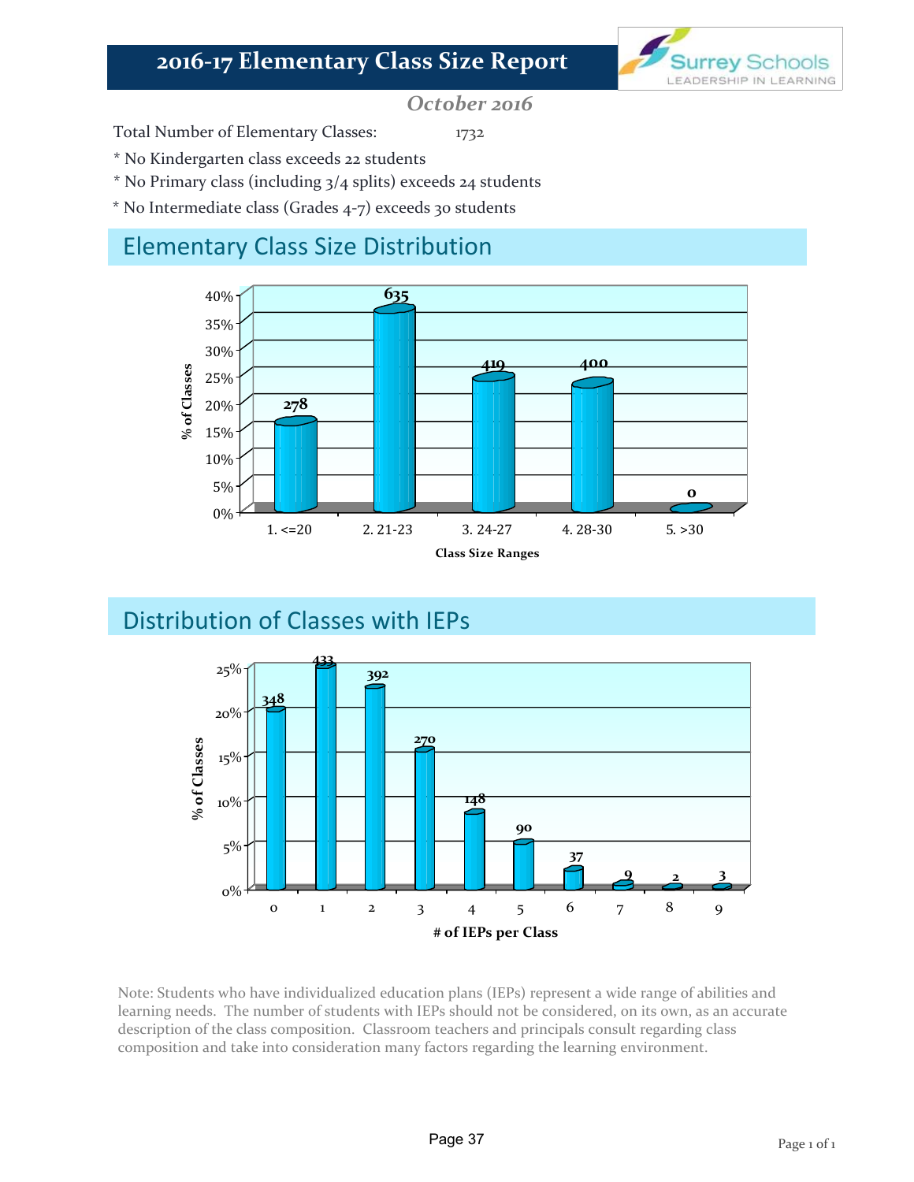# 2016-17 Elementary Class Size Report

*October 2016*

Total Number of Elementary Classes: 1732

\* No Kindergarten class exceeds 22 students

\* No Primary class (including 3/4 splits) exceeds 24 students

\* No Intermediate class (Grades 4-7) exceeds 30 students

## Elementary Class Size Distribution

| Class Size Ranges | Number of Classes |
|---|---|
| 1. <=20 | 278 |
| 2. 21-23 | 635 |
| 3. 24-27 | 419 |
| 4. 28-30 | 400 |
| 5. >30 | 0 |

## Distribution of Classes with IEPs

| # of IEPs per Class | Number of Classes |
|---|---|
| 0 | 348 |
| 1 | 433 |
| 2 | 392 |
| 3 | 270 |
| 4 | 148 |
| 5 | 90 |
| 6 | 37 |
| 7 | 9 |
| 8 | 2 |
| 9 | 3 |

Note: Students who have individualized education plans (IEPs) represent a wide range of abilities and learning needs. The number of students with IEPs should not be considered, on its own, as an accurate description of the class composition. Classroom teachers and principals consult regarding class composition and take into consideration many factors regarding the learning environment.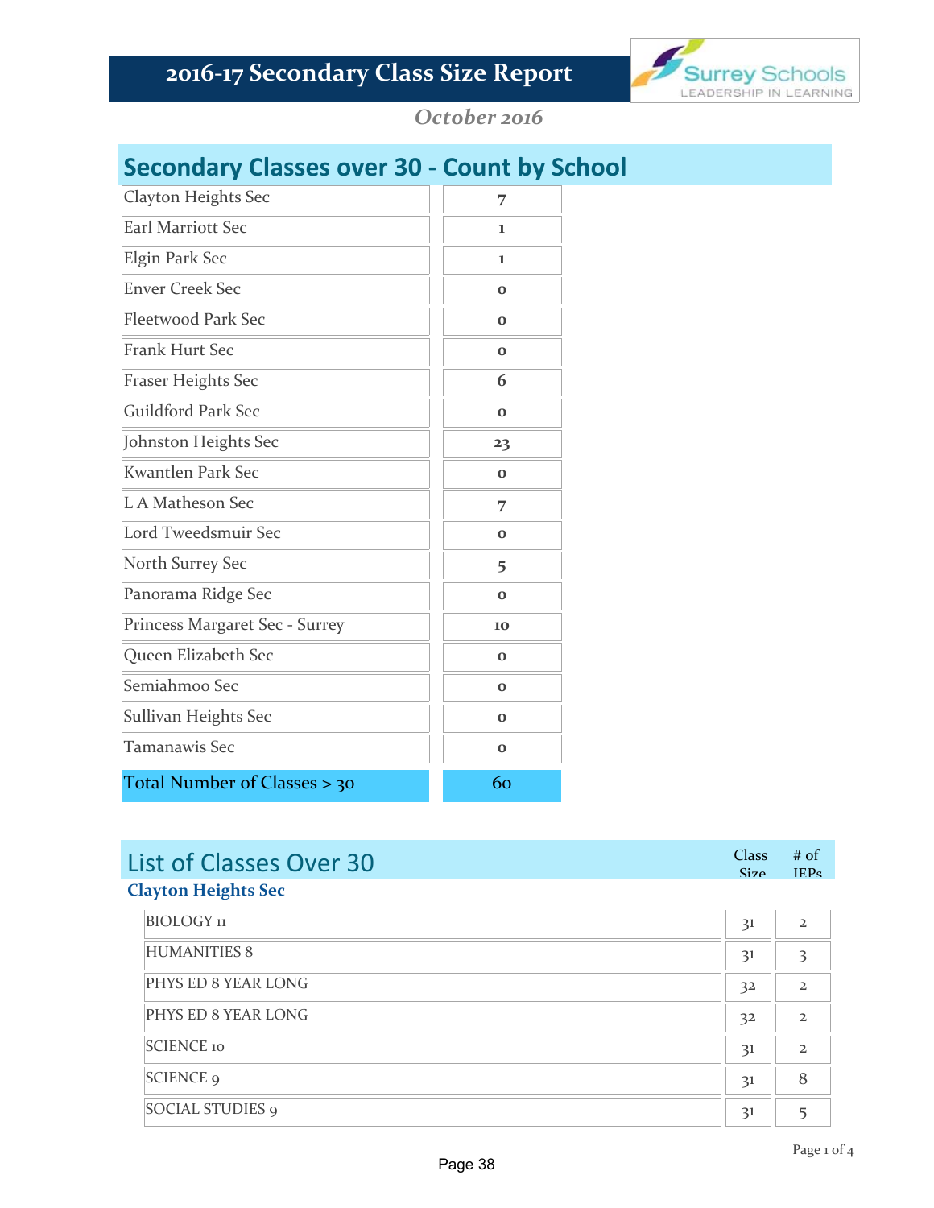# 2016-17 Secondary Class Size Report

*October 2016*

## Secondary Classes over 30 - Count by School

| School | Count |
|---|---|
| Clayton Heights Sec | 7 |
| Earl Marriott Sec | 1 |
| Elgin Park Sec | 1 |
| Enver Creek Sec | 0 |
| Fleetwood Park Sec | 0 |
| Frank Hurt Sec | 0 |
| Fraser Heights Sec | 6 |
| Guildford Park Sec | 0 |
| Johnston Heights Sec | 23 |
| Kwantlen Park Sec | 0 |
| L A Matheson Sec | 7 |
| Lord Tweedsmuir Sec | 0 |
| North Surrey Sec | 5 |
| Panorama Ridge Sec | 0 |
| Princess Margaret Sec - Surrey | 10 |
| Queen Elizabeth Sec | 0 |
| Semiahmoo Sec | 0 |
| Sullivan Heights Sec | 0 |
| Tamanawis Sec | 0 |
| **Total Number of Classes > 30** | **60** |

## List of Classes Over 30

### Clayton Heights Sec

| Class | Class Size | # of IEPs |
|---|---|---|
| BIOLOGY 11 | 31 | 2 |
| HUMANITIES 8 | 31 | 3 |
| PHYS ED 8 YEAR LONG | 32 | 2 |
| PHYS ED 8 YEAR LONG | 32 | 2 |
| SCIENCE 10 | 31 | 2 |
| SCIENCE 9 | 31 | 8 |
| SOCIAL STUDIES 9 | 31 | 5 |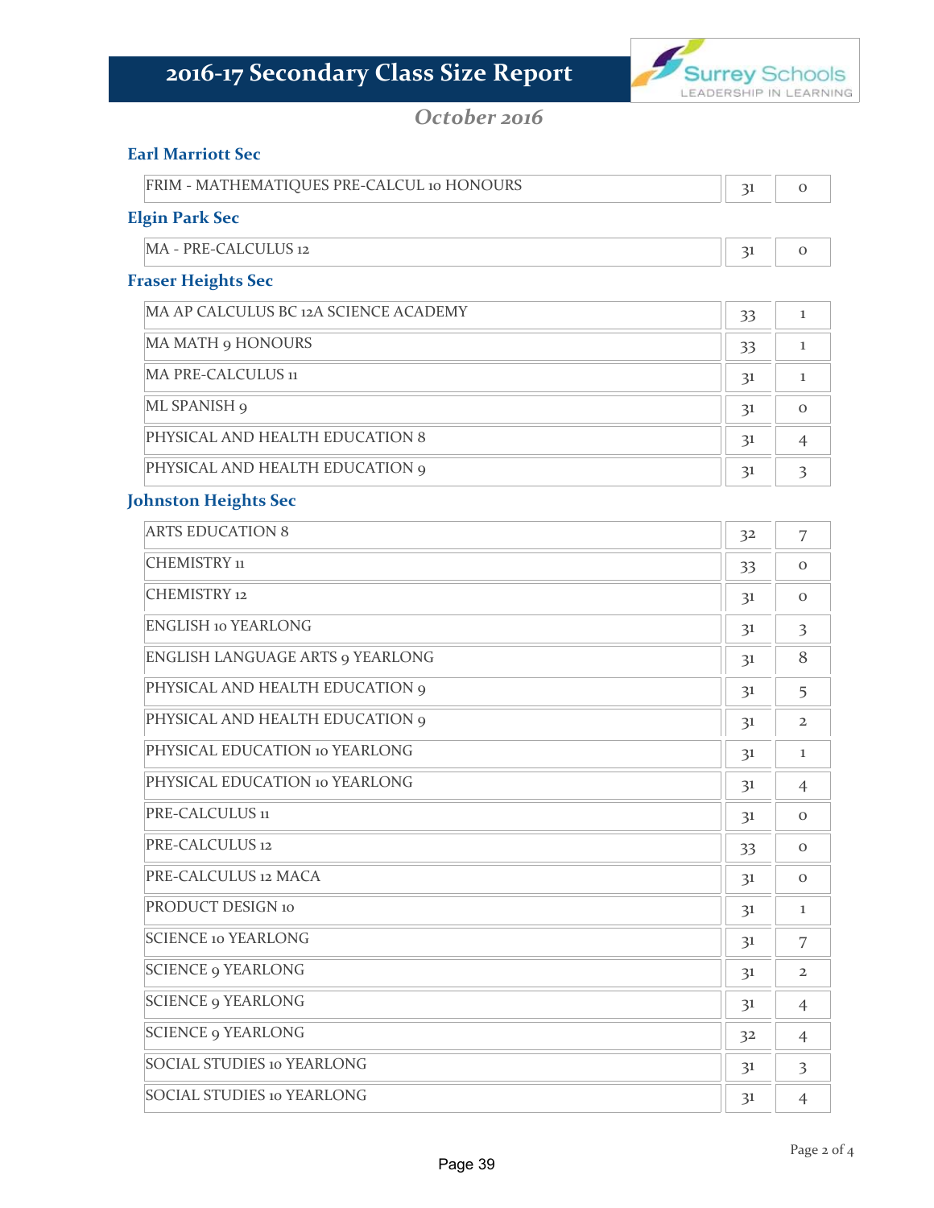# 2016-17 Secondary Class Size Report

*October 2016*

## Earl Marriott Sec

| Course | Class Size | Count |
|---|---|---|
| FRIM - MATHEMATIQUES PRE-CALCUL 10 HONOURS | 31 | 0 |

## Elgin Park Sec

| Course | Class Size | Count |
|---|---|---|
| MA - PRE-CALCULUS 12 | 31 | 0 |

## Fraser Heights Sec

| Course | Class Size | Count |
|---|---|---|
| MA AP CALCULUS BC 12A SCIENCE ACADEMY | 33 | 1 |
| MA MATH 9 HONOURS | 33 | 1 |
| MA PRE-CALCULUS 11 | 31 | 1 |
| ML SPANISH 9 | 31 | 0 |
| PHYSICAL AND HEALTH EDUCATION 8 | 31 | 4 |
| PHYSICAL AND HEALTH EDUCATION 9 | 31 | 3 |

## Johnston Heights Sec

| Course | Class Size | Count |
|---|---|---|
| ARTS EDUCATION 8 | 32 | 7 |
| CHEMISTRY 11 | 33 | 0 |
| CHEMISTRY 12 | 31 | 0 |
| ENGLISH 10 YEARLONG | 31 | 3 |
| ENGLISH LANGUAGE ARTS 9 YEARLONG | 31 | 8 |
| PHYSICAL AND HEALTH EDUCATION 9 | 31 | 5 |
| PHYSICAL AND HEALTH EDUCATION 9 | 31 | 2 |
| PHYSICAL EDUCATION 10 YEARLONG | 31 | 1 |
| PHYSICAL EDUCATION 10 YEARLONG | 31 | 4 |
| PRE-CALCULUS 11 | 31 | 0 |
| PRE-CALCULUS 12 | 33 | 0 |
| PRE-CALCULUS 12 MACA | 31 | 0 |
| PRODUCT DESIGN 10 | 31 | 1 |
| SCIENCE 10 YEARLONG | 31 | 7 |
| SCIENCE 9 YEARLONG | 31 | 2 |
| SCIENCE 9 YEARLONG | 31 | 4 |
| SCIENCE 9 YEARLONG | 32 | 4 |
| SOCIAL STUDIES 10 YEARLONG | 31 | 3 |
| SOCIAL STUDIES 10 YEARLONG | 31 | 4 |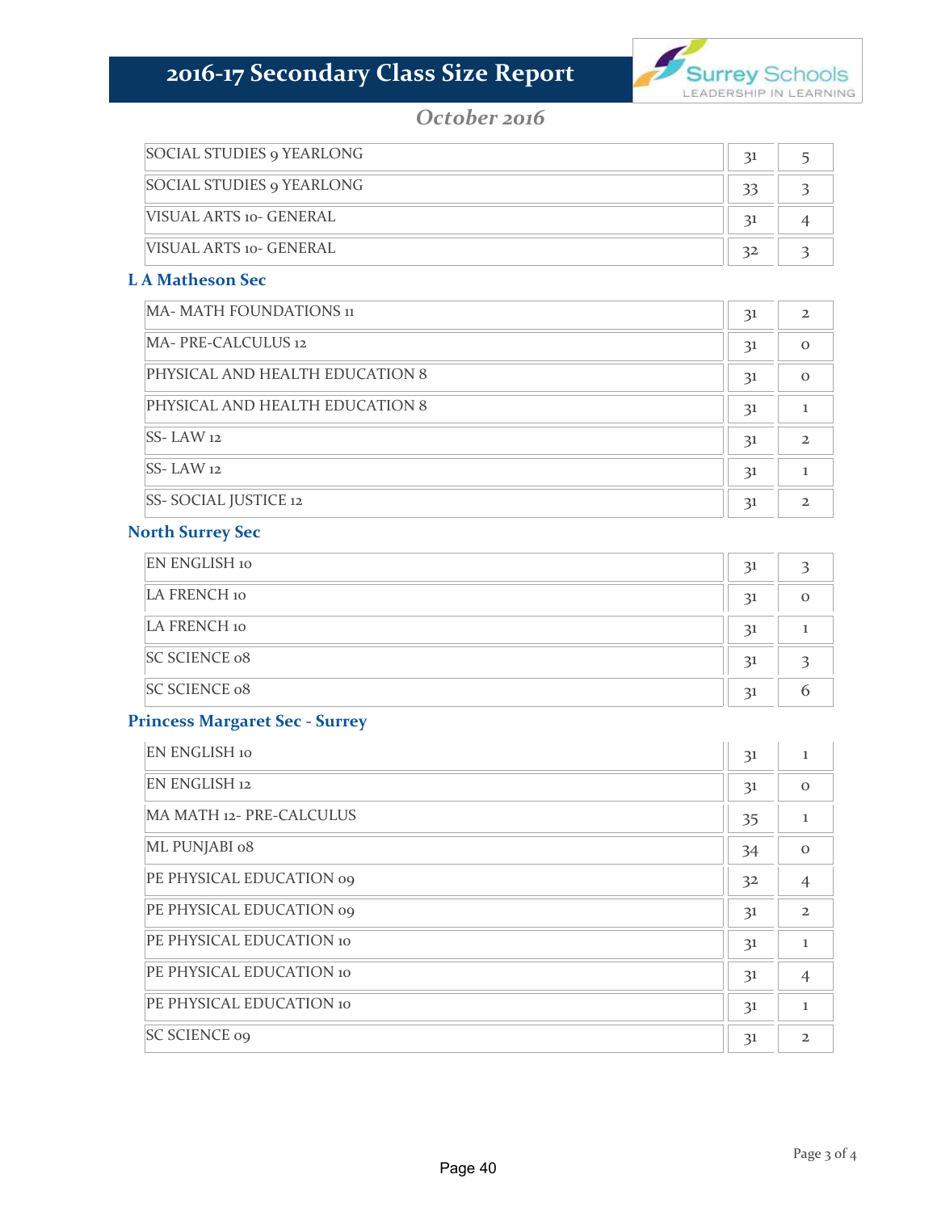# 2016-17 Secondary Class Size Report

*October 2016*

| | | |
|---|---|---|
| SOCIAL STUDIES 9 YEARLONG | 31 | 5 |
| SOCIAL STUDIES 9 YEARLONG | 33 | 3 |
| VISUAL ARTS 10- GENERAL | 31 | 4 |
| VISUAL ARTS 10- GENERAL | 32 | 3 |

### L A Matheson Sec

| | | |
|---|---|---|
| MA- MATH FOUNDATIONS 11 | 31 | 2 |
| MA- PRE-CALCULUS 12 | 31 | 0 |
| PHYSICAL AND HEALTH EDUCATION 8 | 31 | 0 |
| PHYSICAL AND HEALTH EDUCATION 8 | 31 | 1 |
| SS- LAW 12 | 31 | 2 |
| SS- LAW 12 | 31 | 1 |
| SS- SOCIAL JUSTICE 12 | 31 | 2 |

### North Surrey Sec

| | | |
|---|---|---|
| EN ENGLISH 10 | 31 | 3 |
| LA FRENCH 10 | 31 | 0 |
| LA FRENCH 10 | 31 | 1 |
| SC SCIENCE 08 | 31 | 3 |
| SC SCIENCE 08 | 31 | 6 |

### Princess Margaret Sec - Surrey

| | | |
|---|---|---|
| EN ENGLISH 10 | 31 | 1 |
| EN ENGLISH 12 | 31 | 0 |
| MA MATH 12- PRE-CALCULUS | 35 | 1 |
| ML PUNJABI 08 | 34 | 0 |
| PE PHYSICAL EDUCATION 09 | 32 | 4 |
| PE PHYSICAL EDUCATION 09 | 31 | 2 |
| PE PHYSICAL EDUCATION 10 | 31 | 1 |
| PE PHYSICAL EDUCATION 10 | 31 | 4 |
| PE PHYSICAL EDUCATION 10 | 31 | 1 |
| SC SCIENCE 09 | 31 | 2 |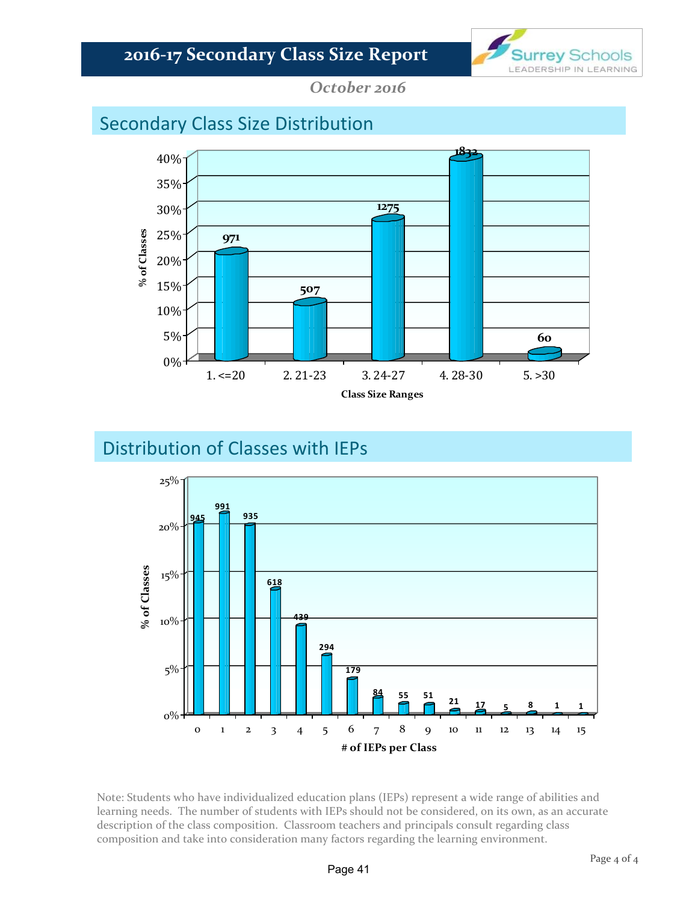# 2016-17 Secondary Class Size Report

*October 2016*

## Secondary Class Size Distribution

% of Classes

40%
35%
30%
25%
20%
15%
10%
5%
0%

971
507
1275
1832
60

1. <=20
2. 21-23
3. 24-27
4. 28-30
5. >30

Class Size Ranges

## Distribution of Classes with IEPs

% of Classes

25%
20%
15%
10%
5%
0%

945
991
935
618
439
294
179
84
55
51
21
17
5
8
1
1

0 1 2 3 4 5 6 7 8 9 10 11 12 13 14 15

# of IEPs per Class

Note: Students who have individualized education plans (IEPs) represent a wide range of abilities and learning needs. The number of students with IEPs should not be considered, on its own, as an accurate description of the class composition. Classroom teachers and principals consult regarding class composition and take into consideration many factors regarding the learning environment.